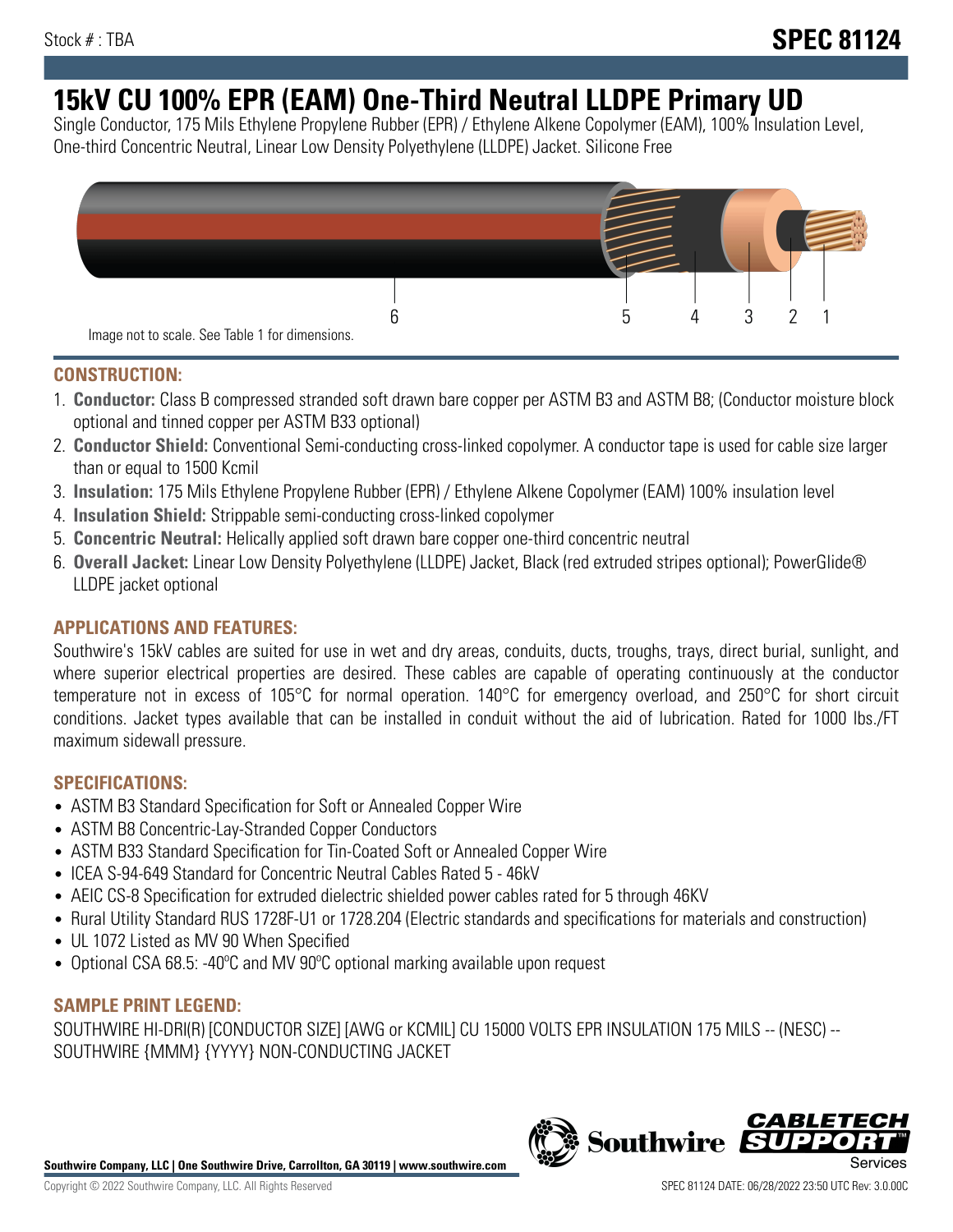Stock # : TBA **SPEC 81124**

# 15kV CU 100% EPR (EAM) One-Third Neutral LLDPE Primary UD

Single Conductor, 175 Mils Ethylene Propylene Rubber (EPR) / Ethylene Alkene Copolymer (EAM), 100% Insulation Level, One-third Concentric Neutral, Linear Low Density Polyethylene (LLDPE) Jacket. Silicone Free

6 5 4 3 2 1

Image not to scale. See Table 1 for dimensions.

## CONSTRUCTION:

1. **Conductor:** Class B compressed stranded soft drawn bare copper per ASTM B3 and ASTM B8; (Conductor moisture block optional and tinned copper per ASTM B33 optional)
2. **Conductor Shield:** Conventional Semi-conducting cross-linked copolymer. A conductor tape is used for cable size larger than or equal to 1500 Kcmil
3. **Insulation:** 175 Mils Ethylene Propylene Rubber (EPR) / Ethylene Alkene Copolymer (EAM) 100% insulation level
4. **Insulation Shield:** Strippable semi-conducting cross-linked copolymer
5. **Concentric Neutral:** Helically applied soft drawn bare copper one-third concentric neutral
6. **Overall Jacket:** Linear Low Density Polyethylene (LLDPE) Jacket, Black (red extruded stripes optional); PowerGlide® LLDPE jacket optional

## APPLICATIONS AND FEATURES:

Southwire's 15kV cables are suited for use in wet and dry areas, conduits, ducts, troughs, trays, direct burial, sunlight, and where superior electrical properties are desired. These cables are capable of operating continuously at the conductor temperature not in excess of 105°C for normal operation. 140°C for emergency overload, and 250°C for short circuit conditions. Jacket types available that can be installed in conduit without the aid of lubrication. Rated for 1000 lbs./FT maximum sidewall pressure.

## SPECIFICATIONS:

- ASTM B3 Standard Specification for Soft or Annealed Copper Wire
- ASTM B8 Concentric-Lay-Stranded Copper Conductors
- ASTM B33 Standard Specification for Tin-Coated Soft or Annealed Copper Wire
- ICEA S-94-649 Standard for Concentric Neutral Cables Rated 5 - 46kV
- AEIC CS-8 Specification for extruded dielectric shielded power cables rated for 5 through 46KV
- Rural Utility Standard RUS 1728F-U1 or 1728.204 (Electric standards and specifications for materials and construction)
- UL 1072 Listed as MV 90 When Specified
- Optional CSA 68.5: -40ºC and MV 90ºC optional marking available upon request

## SAMPLE PRINT LEGEND:

SOUTHWIRE HI-DRI(R) [CONDUCTOR SIZE] [AWG or KCMIL] CU 15000 VOLTS EPR INSULATION 175 MILS -- (NESC) -- SOUTHWIRE {MMM} {YYYY} NON-CONDUCTING JACKET

**Southwire Company, LLC | One Southwire Drive, Carrollton, GA 30119 | www.southwire.com**

Copyright © 2022 Southwire Company, LLC. All Rights Reserved

SPEC 81124 DATE: 06/28/2022 23:50 UTC Rev: 3.0.00C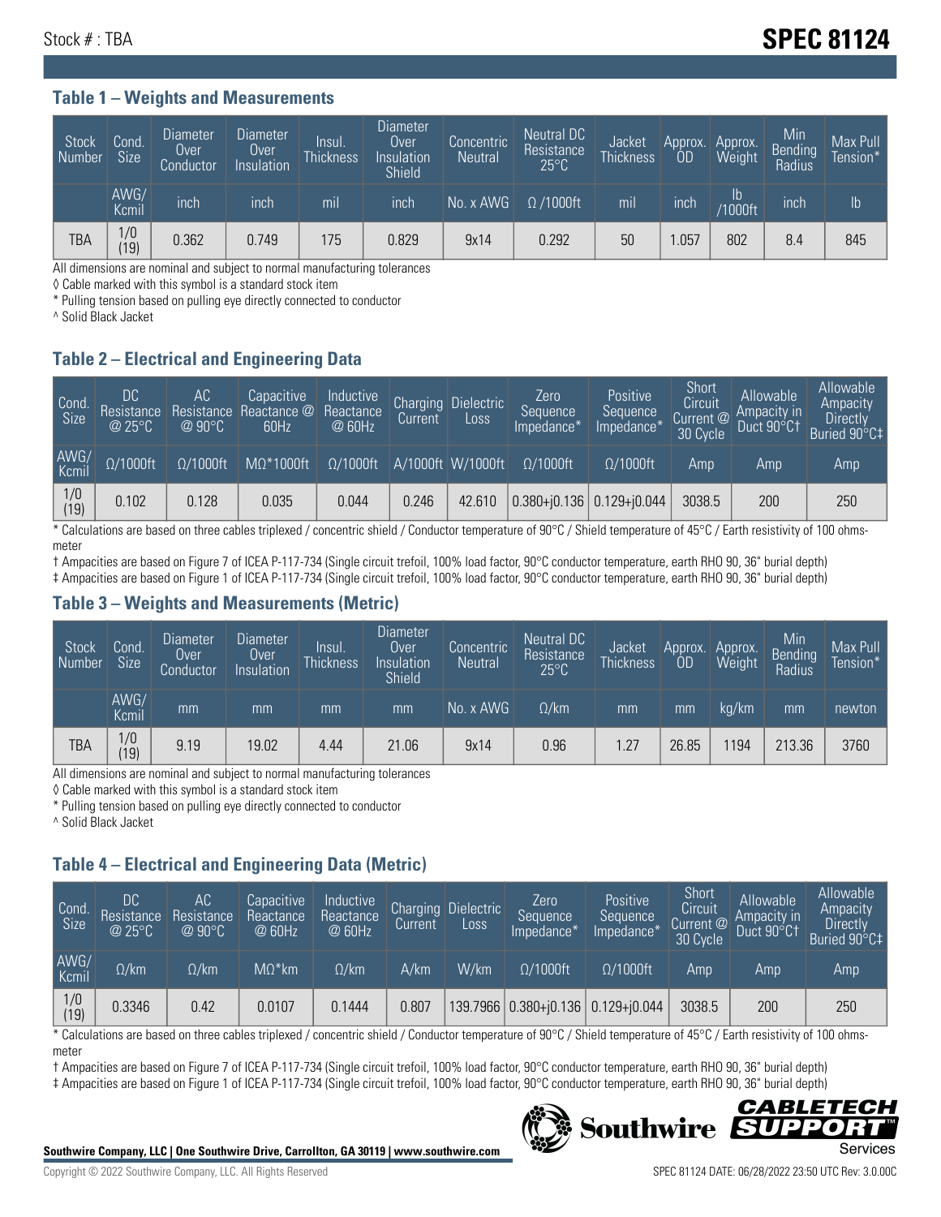Stock # : TBA

# SPEC 81124

### Table 1 – Weights and Measurements

| Stock Number | Cond. Size | Diameter Over Conductor | Diameter Over Insulation | Insul. Thickness | Diameter Over Insulation Shield | Concentric Neutral | Neutral DC Resistance 25°C | Jacket Thickness | Approx. OD | Approx. Weight | Min Bending Radius | Max Pull Tension* |
|---|---|---|---|---|---|---|---|---|---|---|---|---|
| | AWG/ Kcmil | inch | inch | mil | inch | No. x AWG | Ω /1000ft | mil | inch | lb /1000ft | inch | lb |
| TBA | 1/0 (19) | 0.362 | 0.749 | 175 | 0.829 | 9x14 | 0.292 | 50 | 1.057 | 802 | 8.4 | 845 |

All dimensions are nominal and subject to normal manufacturing tolerances

◊ Cable marked with this symbol is a standard stock item

* Pulling tension based on pulling eye directly connected to conductor

^ Solid Black Jacket

### Table 2 – Electrical and Engineering Data

| Cond. Size | DC Resistance @ 25°C | AC Resistance @ 90°C | Capacitive Reactance @ 60Hz | Inductive Reactance @ 60Hz | Charging Current | Dielectric Loss | Zero Sequence Impedance* | Positive Sequence Impedance* | Short Circuit Current @ 30 Cycle | Allowable Ampacity in Duct 90°C† | Allowable Ampacity Directly Buried 90°C‡ |
|---|---|---|---|---|---|---|---|---|---|---|---|
| AWG/ Kcmil | Ω/1000ft | Ω/1000ft | MΩ*1000ft | Ω/1000ft | A/1000ft | W/1000ft | Ω/1000ft | Ω/1000ft | Amp | Amp | Amp |
| 1/0 (19) | 0.102 | 0.128 | 0.035 | 0.044 | 0.246 | 42.610 | 0.380+j0.136 | 0.129+j0.044 | 3038.5 | 200 | 250 |

* Calculations are based on three cables triplexed / concentric shield / Conductor temperature of 90°C / Shield temperature of 45°C / Earth resistivity of 100 ohms-meter

† Ampacities are based on Figure 7 of ICEA P-117-734 (Single circuit trefoil, 100% load factor, 90°C conductor temperature, earth RHO 90, 36" burial depth)

‡ Ampacities are based on Figure 1 of ICEA P-117-734 (Single circuit trefoil, 100% load factor, 90°C conductor temperature, earth RHO 90, 36" burial depth)

### Table 3 – Weights and Measurements (Metric)

| Stock Number | Cond. Size | Diameter Over Conductor | Diameter Over Insulation | Insul. Thickness | Diameter Over Insulation Shield | Concentric Neutral | Neutral DC Resistance 25°C | Jacket Thickness | Approx. OD | Approx. Weight | Min Bending Radius | Max Pull Tension* |
|---|---|---|---|---|---|---|---|---|---|---|---|---|
| | AWG/ Kcmil | mm | mm | mm | mm | No. x AWG | Ω/km | mm | mm | kg/km | mm | newton |
| TBA | 1/0 (19) | 9.19 | 19.02 | 4.44 | 21.06 | 9x14 | 0.96 | 1.27 | 26.85 | 1194 | 213.36 | 3760 |

All dimensions are nominal and subject to normal manufacturing tolerances

◊ Cable marked with this symbol is a standard stock item

* Pulling tension based on pulling eye directly connected to conductor

^ Solid Black Jacket

### Table 4 – Electrical and Engineering Data (Metric)

| Cond. Size | DC Resistance @ 25°C | AC Resistance @ 90°C | Capacitive Reactance @ 60Hz | Inductive Reactance @ 60Hz | Charging Current | Dielectric Loss | Zero Sequence Impedance* | Positive Sequence Impedance* | Short Circuit Current @ 30 Cycle | Allowable Ampacity in Duct 90°C† | Allowable Ampacity Directly Buried 90°C‡ |
|---|---|---|---|---|---|---|---|---|---|---|---|
| AWG/ Kcmil | Ω/km | Ω/km | MΩ*km | Ω/km | A/km | W/km | Ω/1000ft | Ω/1000ft | Amp | Amp | Amp |
| 1/0 (19) | 0.3346 | 0.42 | 0.0107 | 0.1444 | 0.807 | 139.7966 | 0.380+j0.136 | 0.129+j0.044 | 3038.5 | 200 | 250 |

* Calculations are based on three cables triplexed / concentric shield / Conductor temperature of 90°C / Shield temperature of 45°C / Earth resistivity of 100 ohms-meter

† Ampacities are based on Figure 7 of ICEA P-117-734 (Single circuit trefoil, 100% load factor, 90°C conductor temperature, earth RHO 90, 36" burial depth)

‡ Ampacities are based on Figure 1 of ICEA P-117-734 (Single circuit trefoil, 100% load factor, 90°C conductor temperature, earth RHO 90, 36" burial depth)

**Southwire Company, LLC | One Southwire Drive, Carrollton, GA 30119 | www.southwire.com**

Copyright © 2022 Southwire Company, LLC. All Rights Reserved

SPEC 81124 DATE: 06/28/2022 23:50 UTC Rev: 3.0.00C